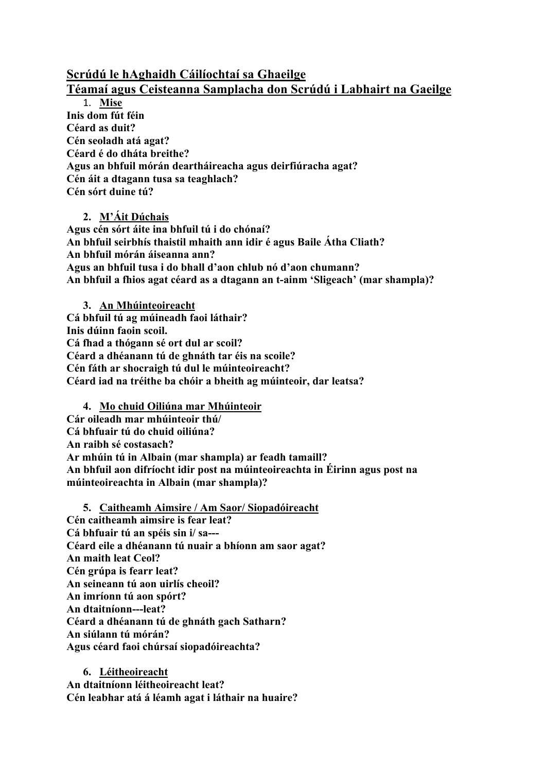# Scrúdú le hAghaidh Cáilíochtaí sa Ghaeilge

## Téamaí agus Ceisteanna Samplacha don Scrúdú i Labhairt na Gaeilge

1. **Mise**

**Inis dom fút féin**
**Céard as duit?**
**Cén seoladh atá agat?**
**Céard é do dháta breithe?**
**Agus an bhfuil mórán deartháireacha agus deirfiúracha agat?**
**Cén áit a dtagann tusa sa teaghlach?**
**Cén sórt duine tú?**

2. **M'Áit Dúchais**

**Agus cén sórt áite ina bhfuil tú i do chónaí?**
**An bhfuil seirbhís thaistil mhaith ann idir é agus Baile Átha Cliath?**
**An bhfuil mórán áiseanna ann?**
**Agus an bhfuil tusa i do bhall d'aon chlub nó d'aon chumann?**
**An bhfuil a fhios agat céard as a dtagann an t-ainm 'Sligeach' (mar shampla)?**

3. **An Mhúinteoireacht**

**Cá bhfuil tú ag múineadh faoi láthair?**
**Inis dúinn faoin scoil.**
**Cá fhad a thógann sé ort dul ar scoil?**
**Céard a dhéanann tú de ghnáth tar éis na scoile?**
**Cén fáth ar shocraigh tú dul le múinteoireacht?**
**Céard iad na tréithe ba chóir a bheith ag múinteoir, dar leatsa?**

4. **Mo chuid Oiliúna mar Mhúinteoir**

**Cár oileadh mar mhúinteoir thú/**
**Cá bhfuair tú do chuid oiliúna?**
**An raibh sé costasach?**
**Ar mhúin tú in Albain (mar shampla) ar feadh tamaill?**
**An bhfuil aon difríocht idir post na múinteoireachta in Éirinn agus post na múinteoireachta in Albain (mar shampla)?**

5. **Caitheamh Aimsire / Am Saor/ Siopadóireacht**

**Cén caitheamh aimsire is fear leat?**
**Cá bhfuair tú an spéis sin i/ sa---**
**Céard eile a dhéanann tú nuair a bhíonn am saor agat?**
**An maith leat Ceol?**
**Cén grúpa is fearr leat?**
**An seineann tú aon uirlís cheoil?**
**An imríonn tú aon spórt?**
**An dtaitníonn---leat?**
**Céard a dhéanann tú de ghnáth gach Satharn?**
**An siúlann tú mórán?**
**Agus céard faoi chúrsaí siopadóireachta?**

6. **Léitheoireacht**

**An dtaitníonn léitheoireacht leat?**
**Cén leabhar atá á léamh agat i láthair na huaire?**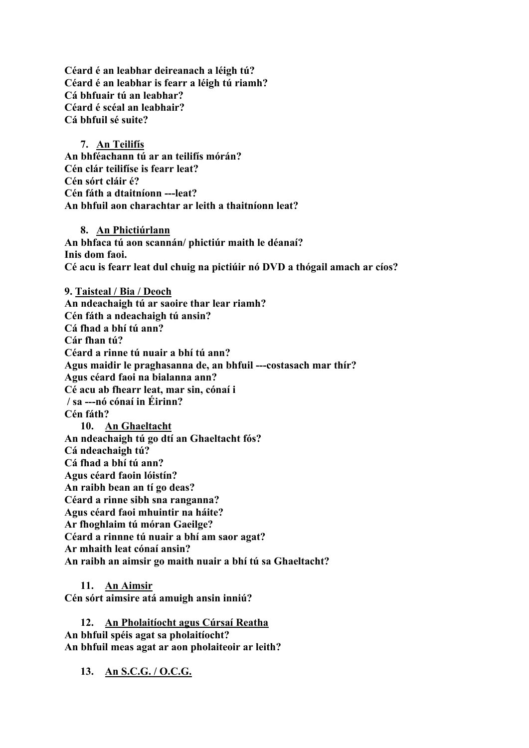**Céard é an leabhar deireanach a léigh tú?**
**Céard é an leabhar is fearr a léigh tú riamh?**
**Cá bhfuair tú an leabhar?**
**Céard é scéal an leabhair?**
**Cá bhfuil sé suite?**

7. **An Teilifís**

**An bhféachann tú ar an teilifís mórán?**
**Cén clár teilifíse is fearr leat?**
**Cén sórt cláir é?**
**Cén fáth a dtaitníonn ---leat?**
**An bhfuil aon charachtar ar leith a thaitníonn leat?**

8. **An Phictiúrlann**

**An bhfaca tú aon scannán/ phictiúr maith le déanaí?**
**Inis dom faoi.**
**Cé acu is fearr leat dul chuig na pictiúir nó DVD a thógail amach ar cíos?**

**9. Taisteal / Bia / Deoch**

**An ndeachaigh tú ar saoire thar lear riamh?**
**Cén fáth a ndeachaigh tú ansin?**
**Cá fhad a bhí tú ann?**
**Cár fhan tú?**
**Céard a rinne tú nuair a bhí tú ann?**
**Agus maidir le praghasanna de, an bhfuil ---costasach mar thír?**
**Agus céard faoi na bialanna ann?**
**Cé acu ab fhearr leat, mar sin, cónaí i**
**/ sa ---nó cónaí in Éirinn?**
**Cén fáth?**

10. **An Ghaeltacht**

**An ndeachaigh tú go dtí an Ghaeltacht fós?**
**Cá ndeachaigh tú?**
**Cá fhad a bhí tú ann?**
**Agus céard faoin lóistín?**
**An raibh bean an tí go deas?**
**Céard a rinne sibh sna ranganna?**
**Agus céard faoi mhuintir na háite?**
**Ar fhoghlaim tú móran Gaeilge?**
**Céard a rinnne tú nuair a bhí am saor agat?**
**Ar mhaith leat cónaí ansin?**
**An raibh an aimsir go maith nuair a bhí tú sa Ghaeltacht?**

11. **An Aimsir**

**Cén sórt aimsire atá amuigh ansin inniú?**

12. **An Pholaitíocht agus Cúrsaí Reatha**

**An bhfuil spéis agat sa pholaitíocht?**
**An bhfuil meas agat ar aon pholaiteoir ar leith?**

13. **An S.C.G. / O.C.G.**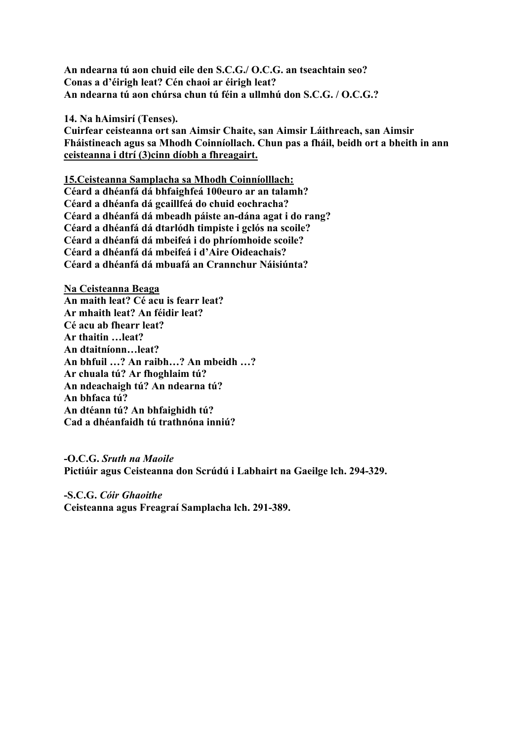**An ndearna tú aon chuid eile den S.C.G./ O.C.G. an tseachtain seo?**
**Conas a d'éirigh leat? Cén chaoi ar éirigh leat?**
**An ndearna tú aon chúrsa chun tú féin a ullmhú don S.C.G. / O.C.G.?**

**14. Na hAimsirí (Tenses).**
**Cuirfear ceisteanna ort san Aimsir Chaite, san Aimsir Láithreach, san Aimsir Fháistineach agus sa Mhodh Coinníollach. Chun pas a fháil, beidh ort a bheith in ann <u>ceisteanna i dtrí (3)cinn díobh a fhreagairt.</u>**

**<u>15.Ceisteanna Samplacha sa Mhodh Coinníolllach:</u>**
**Céard a dhéanfá dá bhfaighfeá 100euro ar an talamh?**
**Céard a dhéanfa dá gcaillfeá do chuid eochracha?**
**Céard a dhéanfá dá mbeadh páiste an-dána agat i do rang?**
**Céard a dhéanfá dá dtarlódh timpiste i gclós na scoile?**
**Céard a dhéanfá dá mbeifeá i do phríomhoide scoile?**
**Céard a dhéanfá dá mbeifeá i d'Aire Oideachais?**
**Céard a dhéanfá dá mbuafá an Crannchur Náisiúnta?**

**<u>Na Ceisteanna Beaga</u>**
**An maith leat? Cé acu is fearr leat?**
**Ar mhaith leat? An féidir leat?**
**Cé acu ab fhearr leat?**
**Ar thaitin …leat?**
**An dtaitníonn…leat?**
**An bhfuil …? An raibh…? An mbeidh …?**
**Ar chuala tú? Ar fhoghlaim tú?**
**An ndeachaigh tú? An ndearna tú?**
**An bhfaca tú?**
**An dtéann tú? An bhfaighidh tú?**
**Cad a dhéanfaidh tú trathnóna inniú?**

**-O.C.G. *Sruth na Maoile***
**Pictiúir agus Ceisteanna don Scrúdú i Labhairt na Gaeilge lch. 294-329.**

**-S.C.G. *Cóir Ghaoithe***
**Ceisteanna agus Freagraí Samplacha lch. 291-389.**